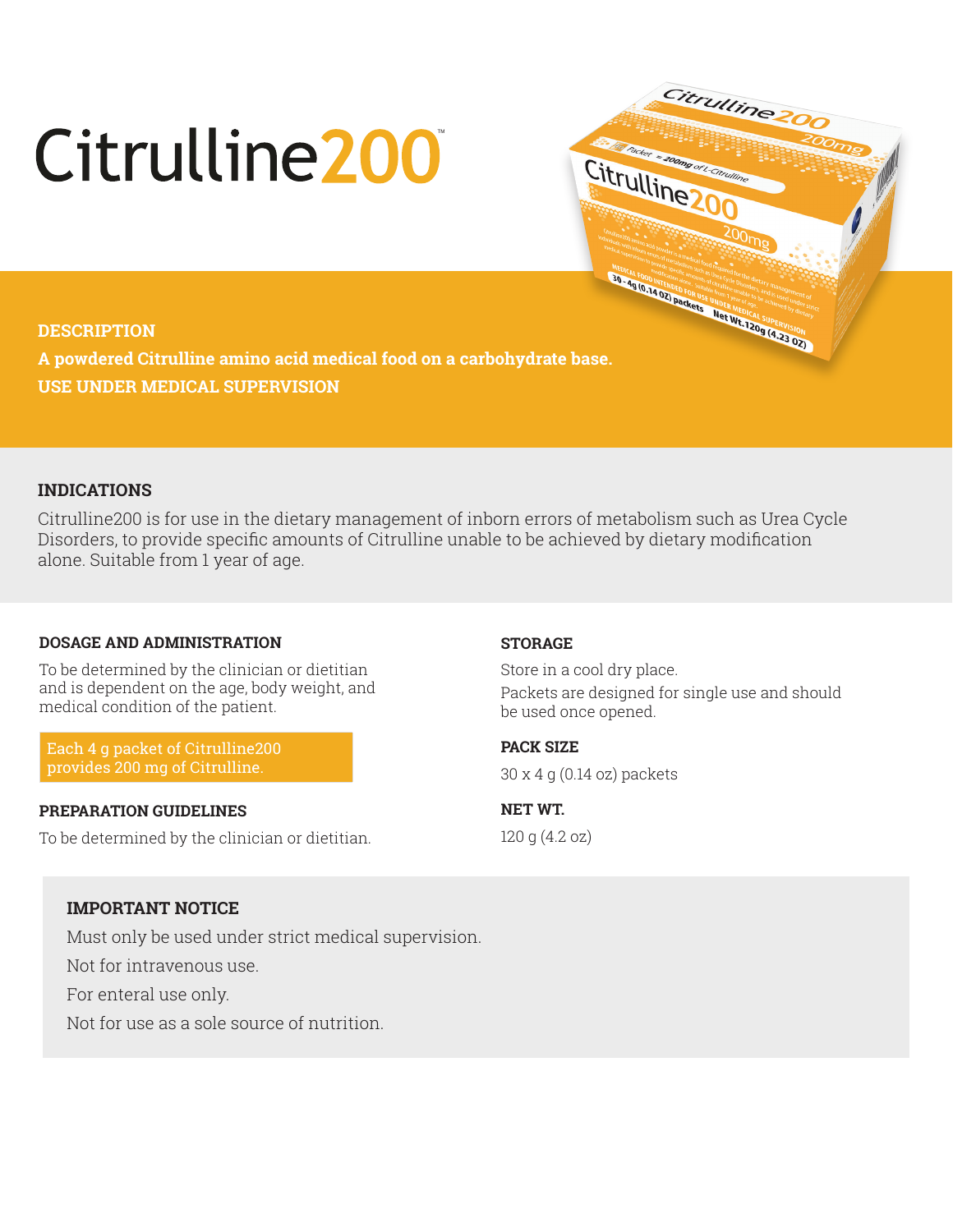# Citrulline200™

## DESCRIPTION

**A powdered Citrulline amino acid medical food on a carbohydrate base.**

**USE UNDER MEDICAL SUPERVISION**

## INDICATIONS

Citrulline200 is for use in the dietary management of inborn errors of metabolism such as Urea Cycle Disorders, to provide specific amounts of Citrulline unable to be achieved by dietary modification alone. Suitable from 1 year of age.

### DOSAGE AND ADMINISTRATION

To be determined by the clinician or dietitian and is dependent on the age, body weight, and medical condition of the patient.

Each 4 g packet of Citrulline200 provides 200 mg of Citrulline.

### PREPARATION GUIDELINES

To be determined by the clinician or dietitian.

### STORAGE

Store in a cool dry place.

Packets are designed for single use and should be used once opened.

### PACK SIZE

30 x 4 g (0.14 oz) packets

### NET WT.

120 g (4.2 oz)

### IMPORTANT NOTICE

Must only be used under strict medical supervision.

Not for intravenous use.

For enteral use only.

Not for use as a sole source of nutrition.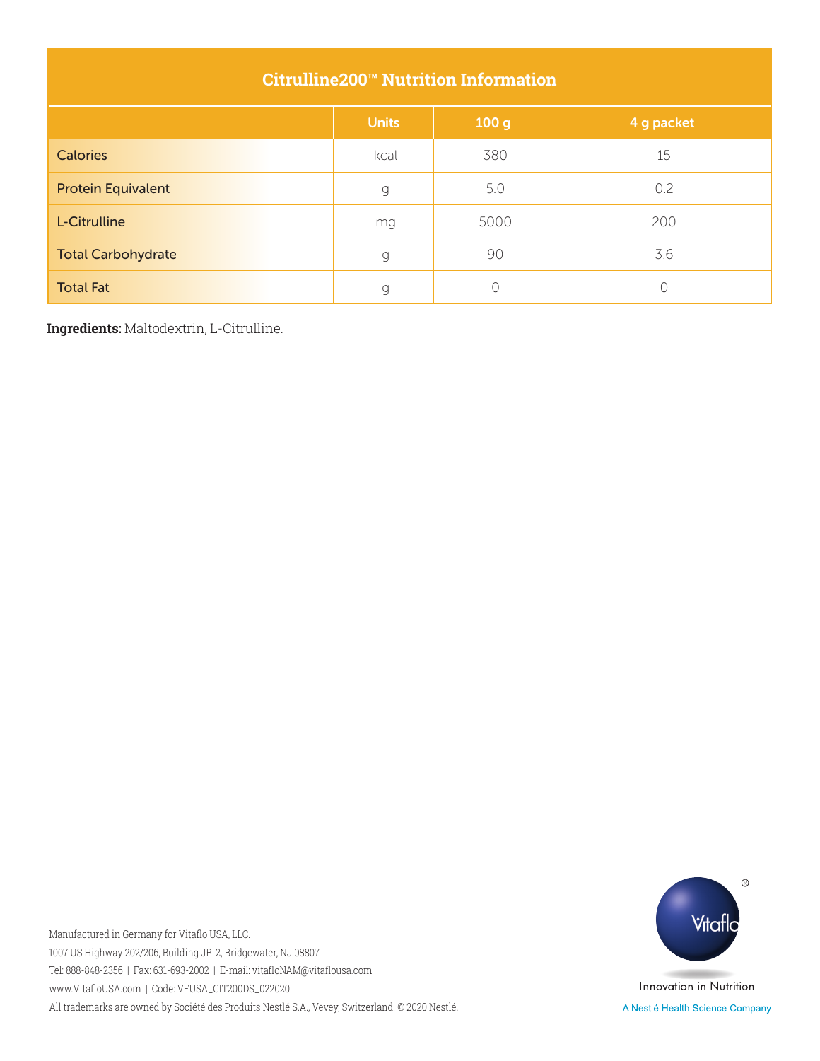## Citrulline200™ Nutrition Information

| | Units | 100 g | 4 g packet |
|---|---|---|---|
| Calories | kcal | 380 | 15 |
| Protein Equivalent | g | 5.0 | 0.2 |
| L-Citrulline | mg | 5000 | 200 |
| Total Carbohydrate | g | 90 | 3.6 |
| Total Fat | g | 0 | 0 |

**Ingredients:** Maltodextrin, L-Citrulline.

Manufactured in Germany for Vitaflo USA, LLC.
1007 US Highway 202/206, Building JR-2, Bridgewater, NJ 08807
Tel: 888-848-2356 | Fax: 631-693-2002 | E-mail: vitafloNAM@vitaflousa.com
www.VitafloUSA.com | Code: VFUSA_CIT200DS_022020
All trademarks are owned by Société des Produits Nestlé S.A., Vevey, Switzerland. © 2020 Nestlé.

Vitaflo®
Innovation in Nutrition
A Nestlé Health Science Company